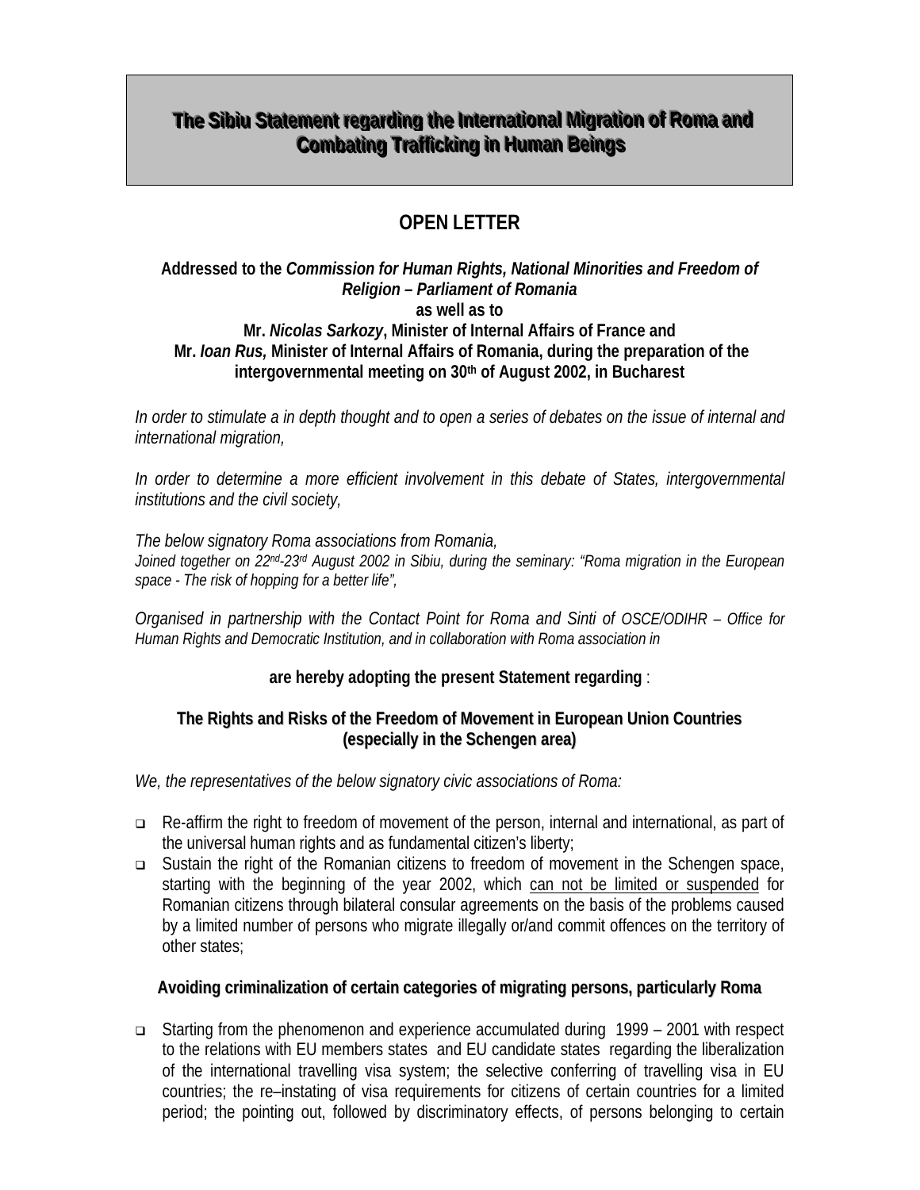# The Sibiu Statement regarding the International Migration of Roma and Combating Trafficking in Human Beings

## OPEN LETTER

**Addressed to the *Commission for Human Rights, National Minorities and Freedom of Religion – Parliament of Romania***
**as well as to**
**Mr. *Nicolas Sarkozy*, Minister of Internal Affairs of France and**
**Mr. *Ioan Rus*, Minister of Internal Affairs of Romania, during the preparation of the intergovernmental meeting on 30th of August 2002, in Bucharest**

*In order to stimulate a in depth thought and to open a series of debates on the issue of internal and international migration,*

*In order to determine a more efficient involvement in this debate of States, intergovernmental institutions and the civil society,*

*The below signatory Roma associations from Romania,*
*Joined together on 22nd-23rd August 2002 in Sibiu, during the seminary: "Roma migration in the European space - The risk of hopping for a better life",*

*Organised in partnership with the Contact Point for Roma and Sinti of OSCE/ODIHR – Office for Human Rights and Democratic Institution, and in collaboration with Roma association in*

**are hereby adopting the present Statement regarding** :

### The Rights and Risks of the Freedom of Movement in European Union Countries (especially in the Schengen area)

*We, the representatives of the below signatory civic associations of Roma:*

- Re-affirm the right to freedom of movement of the person, internal and international, as part of the universal human rights and as fundamental citizen's liberty;
- Sustain the right of the Romanian citizens to freedom of movement in the Schengen space, starting with the beginning of the year 2002, which can not be limited or suspended for Romanian citizens through bilateral consular agreements on the basis of the problems caused by a limited number of persons who migrate illegally or/and commit offences on the territory of other states;

### Avoiding criminalization of certain categories of migrating persons, particularly Roma

- Starting from the phenomenon and experience accumulated during 1999 – 2001 with respect to the relations with EU members states and EU candidate states regarding the liberalization of the international travelling visa system; the selective conferring of travelling visa in EU countries; the re–instating of visa requirements for citizens of certain countries for a limited period; the pointing out, followed by discriminatory effects, of persons belonging to certain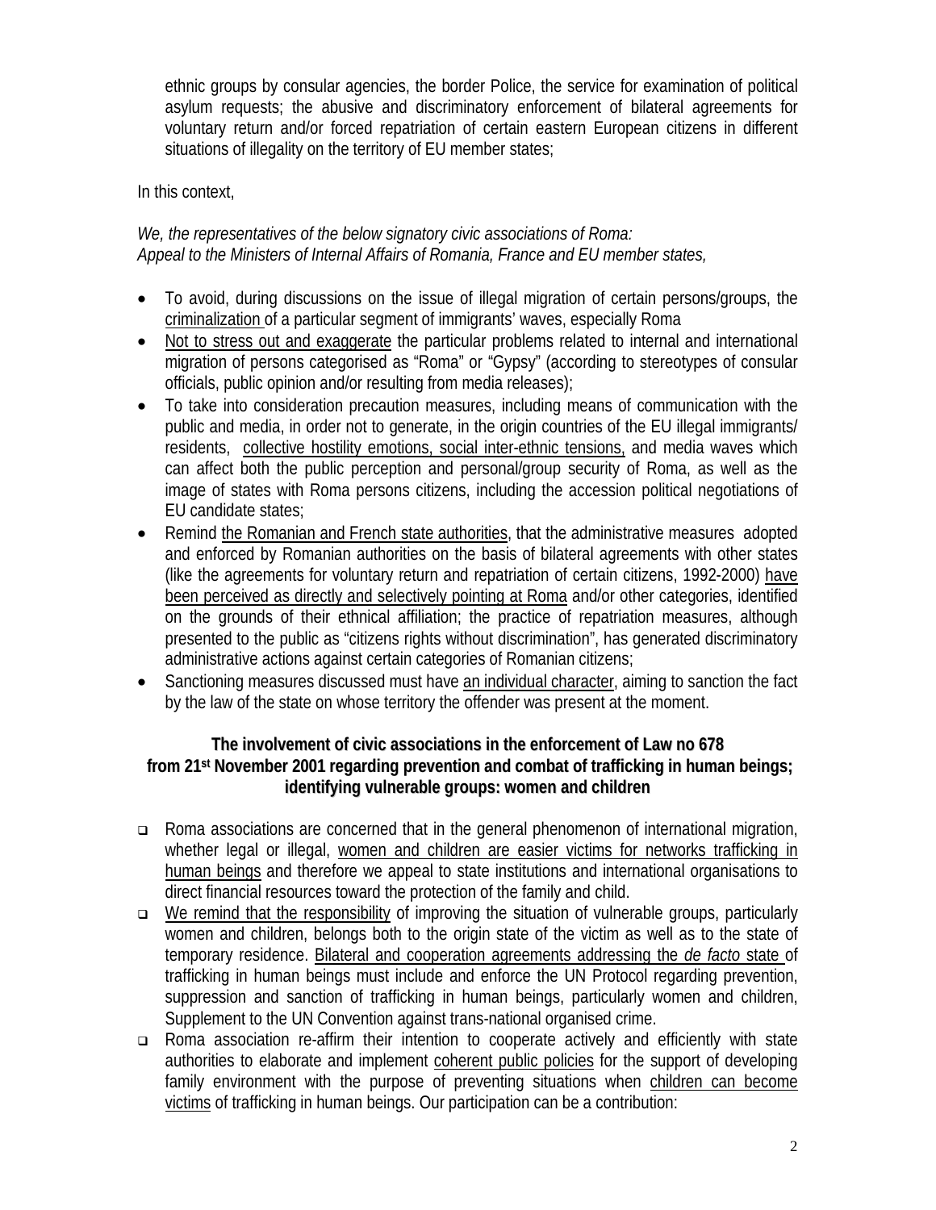ethnic groups by consular agencies, the border Police, the service for examination of political asylum requests; the abusive and discriminatory enforcement of bilateral agreements for voluntary return and/or forced repatriation of certain eastern European citizens in different situations of illegality on the territory of EU member states;

In this context,

*We, the representatives of the below signatory civic associations of Roma:*
*Appeal to the Ministers of Internal Affairs of Romania, France and EU member states,*

- To avoid, during discussions on the issue of illegal migration of certain persons/groups, the criminalization of a particular segment of immigrants' waves, especially Roma
- Not to stress out and exaggerate the particular problems related to internal and international migration of persons categorised as "Roma" or "Gypsy" (according to stereotypes of consular officials, public opinion and/or resulting from media releases);
- To take into consideration precaution measures, including means of communication with the public and media, in order not to generate, in the origin countries of the EU illegal immigrants/ residents, collective hostility emotions, social inter-ethnic tensions, and media waves which can affect both the public perception and personal/group security of Roma, as well as the image of states with Roma persons citizens, including the accession political negotiations of EU candidate states;
- Remind the Romanian and French state authorities, that the administrative measures adopted and enforced by Romanian authorities on the basis of bilateral agreements with other states (like the agreements for voluntary return and repatriation of certain citizens, 1992-2000) have been perceived as directly and selectively pointing at Roma and/or other categories, identified on the grounds of their ethnical affiliation; the practice of repatriation measures, although presented to the public as "citizens rights without discrimination", has generated discriminatory administrative actions against certain categories of Romanian citizens;
- Sanctioning measures discussed must have an individual character, aiming to sanction the fact by the law of the state on whose territory the offender was present at the moment.

**The involvement of civic associations in the enforcement of Law no 678 from 21st November 2001 regarding prevention and combat of trafficking in human beings; identifying vulnerable groups: women and children**

- Roma associations are concerned that in the general phenomenon of international migration, whether legal or illegal, women and children are easier victims for networks trafficking in human beings and therefore we appeal to state institutions and international organisations to direct financial resources toward the protection of the family and child.
- We remind that the responsibility of improving the situation of vulnerable groups, particularly women and children, belongs both to the origin state of the victim as well as to the state of temporary residence. Bilateral and cooperation agreements addressing the *de facto* state of trafficking in human beings must include and enforce the UN Protocol regarding prevention, suppression and sanction of trafficking in human beings, particularly women and children, Supplement to the UN Convention against trans-national organised crime.
- Roma association re-affirm their intention to cooperate actively and efficiently with state authorities to elaborate and implement coherent public policies for the support of developing family environment with the purpose of preventing situations when children can become victims of trafficking in human beings. Our participation can be a contribution: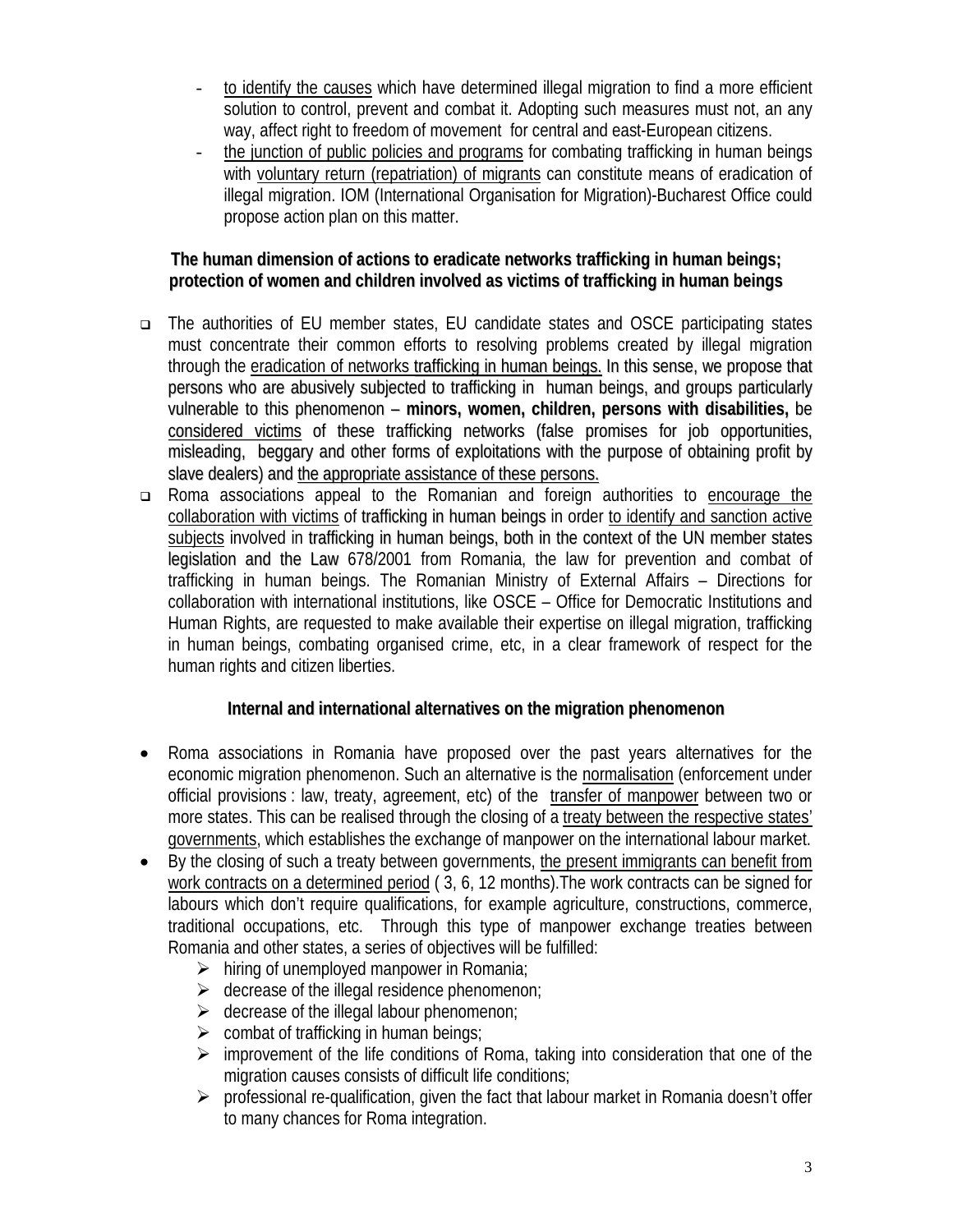- to identify the causes which have determined illegal migration to find a more efficient solution to control, prevent and combat it. Adopting such measures must not, an any way, affect right to freedom of movement for central and east-European citizens.
- the junction of public policies and programs for combating trafficking in human beings with voluntary return (repatriation) of migrants can constitute means of eradication of illegal migration. IOM (International Organisation for Migration)-Bucharest Office could propose action plan on this matter.

**The human dimension of actions to eradicate networks trafficking in human beings; protection of women and children involved as victims of trafficking in human beings**

- The authorities of EU member states, EU candidate states and OSCE participating states must concentrate their common efforts to resolving problems created by illegal migration through the eradication of networks trafficking in human beings. In this sense, we propose that persons who are abusively subjected to trafficking in human beings, and groups particularly vulnerable to this phenomenon – **minors, women, children, persons with disabilities,** be considered victims of these trafficking networks (false promises for job opportunities, misleading, beggary and other forms of exploitations with the purpose of obtaining profit by slave dealers) and the appropriate assistance of these persons.
- Roma associations appeal to the Romanian and foreign authorities to encourage the collaboration with victims of trafficking in human beings in order to identify and sanction active subjects involved in trafficking in human beings, both in the context of the UN member states legislation and the Law 678/2001 from Romania, the law for prevention and combat of trafficking in human beings. The Romanian Ministry of External Affairs – Directions for collaboration with international institutions, like OSCE – Office for Democratic Institutions and Human Rights, are requested to make available their expertise on illegal migration, trafficking in human beings, combating organised crime, etc, in a clear framework of respect for the human rights and citizen liberties.

**Internal and international alternatives on the migration phenomenon**

- Roma associations in Romania have proposed over the past years alternatives for the economic migration phenomenon. Such an alternative is the normalisation (enforcement under official provisions : law, treaty, agreement, etc) of the transfer of manpower between two or more states. This can be realised through the closing of a treaty between the respective states' governments, which establishes the exchange of manpower on the international labour market.
- By the closing of such a treaty between governments, the present immigrants can benefit from work contracts on a determined period ( 3, 6, 12 months).The work contracts can be signed for labours which don't require qualifications, for example agriculture, constructions, commerce, traditional occupations, etc. Through this type of manpower exchange treaties between Romania and other states, a series of objectives will be fulfilled:
  - hiring of unemployed manpower in Romania;
  - decrease of the illegal residence phenomenon;
  - decrease of the illegal labour phenomenon;
  - combat of trafficking in human beings;
  - improvement of the life conditions of Roma, taking into consideration that one of the migration causes consists of difficult life conditions;
  - professional re-qualification, given the fact that labour market in Romania doesn't offer to many chances for Roma integration.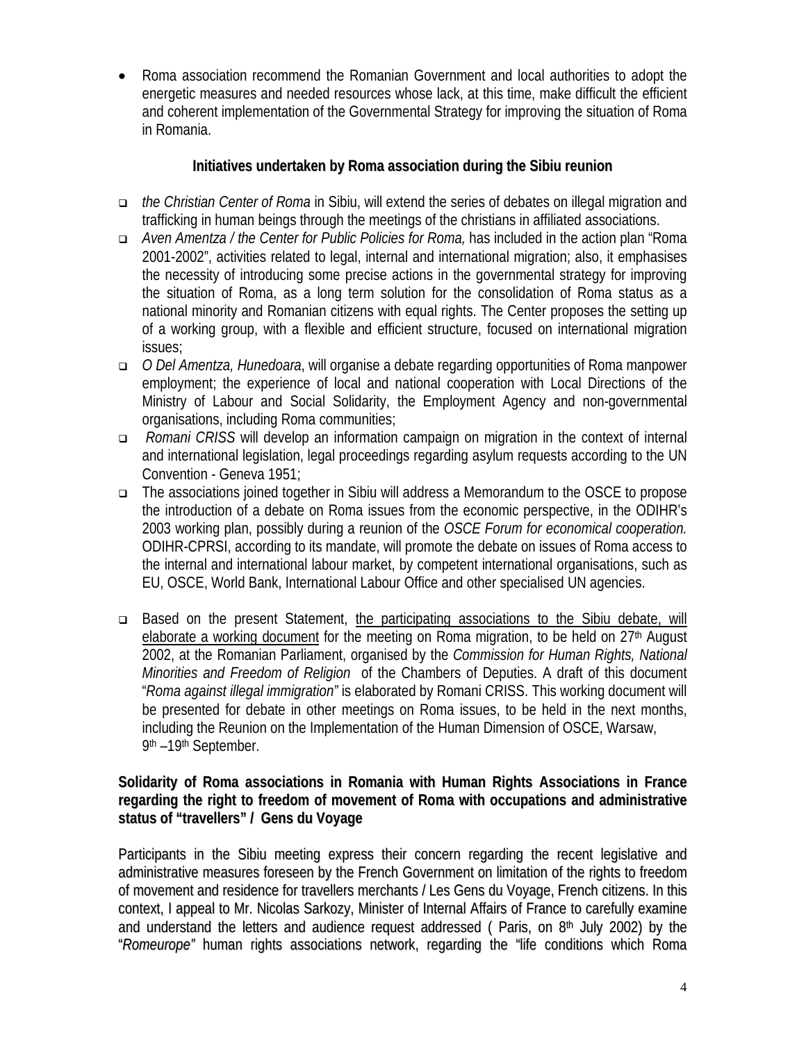- Roma association recommend the Romanian Government and local authorities to adopt the energetic measures and needed resources whose lack, at this time, make difficult the efficient and coherent implementation of the Governmental Strategy for improving the situation of Roma in Romania.

### Initiatives undertaken by Roma association during the Sibiu reunion

- *the Christian Center of Roma* in Sibiu, will extend the series of debates on illegal migration and trafficking in human beings through the meetings of the christians in affiliated associations.
- *Aven Amentza / the Center for Public Policies for Roma,* has included in the action plan "Roma 2001-2002", activities related to legal, internal and international migration; also, it emphasises the necessity of introducing some precise actions in the governmental strategy for improving the situation of Roma, as a long term solution for the consolidation of Roma status as a national minority and Romanian citizens with equal rights. The Center proposes the setting up of a working group, with a flexible and efficient structure, focused on international migration issues;
- *O Del Amentza, Hunedoara*, will organise a debate regarding opportunities of Roma manpower employment; the experience of local and national cooperation with Local Directions of the Ministry of Labour and Social Solidarity, the Employment Agency and non-governmental organisations, including Roma communities;
- *Romani CRISS* will develop an information campaign on migration in the context of internal and international legislation, legal proceedings regarding asylum requests according to the UN Convention - Geneva 1951;
- The associations joined together in Sibiu will address a Memorandum to the OSCE to propose the introduction of a debate on Roma issues from the economic perspective, in the ODIHR's 2003 working plan, possibly during a reunion of the *OSCE Forum for economical cooperation.* ODIHR-CPRSI, according to its mandate, will promote the debate on issues of Roma access to the internal and international labour market, by competent international organisations, such as EU, OSCE, World Bank, International Labour Office and other specialised UN agencies.

- Based on the present Statement, <u>the participating associations to the Sibiu debate, will elaborate a working document</u> for the meeting on Roma migration, to be held on 27th August 2002, at the Romanian Parliament, organised by the *Commission for Human Rights, National Minorities and Freedom of Religion* of the Chambers of Deputies. A draft of this document "*Roma against illegal immigration"* is elaborated by Romani CRISS. This working document will be presented for debate in other meetings on Roma issues, to be held in the next months, including the Reunion on the Implementation of the Human Dimension of OSCE, Warsaw, 9th –19th September.

### Solidarity of Roma associations in Romania with Human Rights Associations in France regarding the right to freedom of movement of Roma with occupations and administrative status of "travellers" / Gens du Voyage

Participants in the Sibiu meeting express their concern regarding the recent legislative and administrative measures foreseen by the French Government on limitation of the rights to freedom of movement and residence for travellers merchants / Les Gens du Voyage, French citizens. In this context, I appeal to Mr. Nicolas Sarkozy, Minister of Internal Affairs of France to carefully examine and understand the letters and audience request addressed ( Paris, on 8th July 2002) by the "*Romeurope"* human rights associations network, regarding the "life conditions which Roma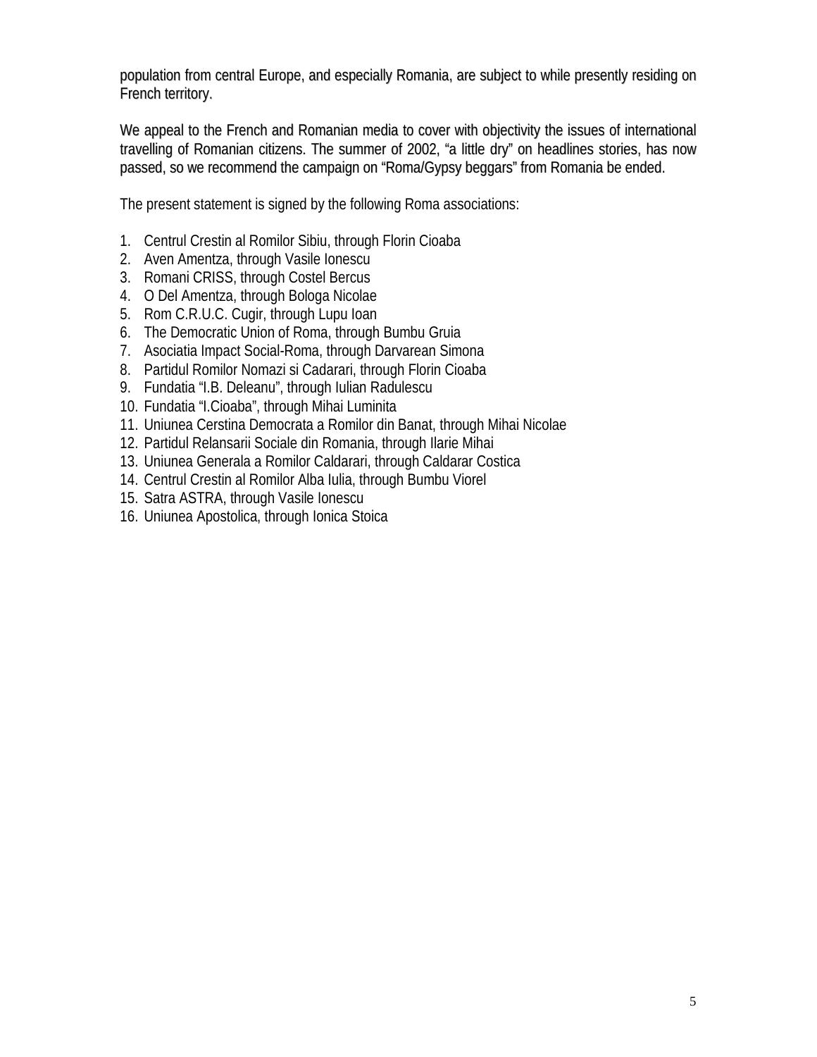population from central Europe, and especially Romania, are subject to while presently residing on French territory.

We appeal to the French and Romanian media to cover with objectivity the issues of international travelling of Romanian citizens. The summer of 2002, "a little dry" on headlines stories, has now passed, so we recommend the campaign on "Roma/Gypsy beggars" from Romania be ended.

The present statement is signed by the following Roma associations:

1. Centrul Crestin al Romilor Sibiu, through Florin Cioaba
2. Aven Amentza, through Vasile Ionescu
3. Romani CRISS, through Costel Bercus
4. O Del Amentza, through Bologa Nicolae
5. Rom C.R.U.C. Cugir, through Lupu Ioan
6. The Democratic Union of Roma, through Bumbu Gruia
7. Asociatia Impact Social-Roma, through Darvarean Simona
8. Partidul Romilor Nomazi si Cadarari, through Florin Cioaba
9. Fundatia "I.B. Deleanu", through Iulian Radulescu
10. Fundatia "I.Cioaba", through Mihai Luminita
11. Uniunea Cerstina Democrata a Romilor din Banat, through Mihai Nicolae
12. Partidul Relansarii Sociale din Romania, through Ilarie Mihai
13. Uniunea Generala a Romilor Caldarari, through Caldarar Costica
14. Centrul Crestin al Romilor Alba Iulia, through Bumbu Viorel
15. Satra ASTRA, through Vasile Ionescu
16. Uniunea Apostolica, through Ionica Stoica